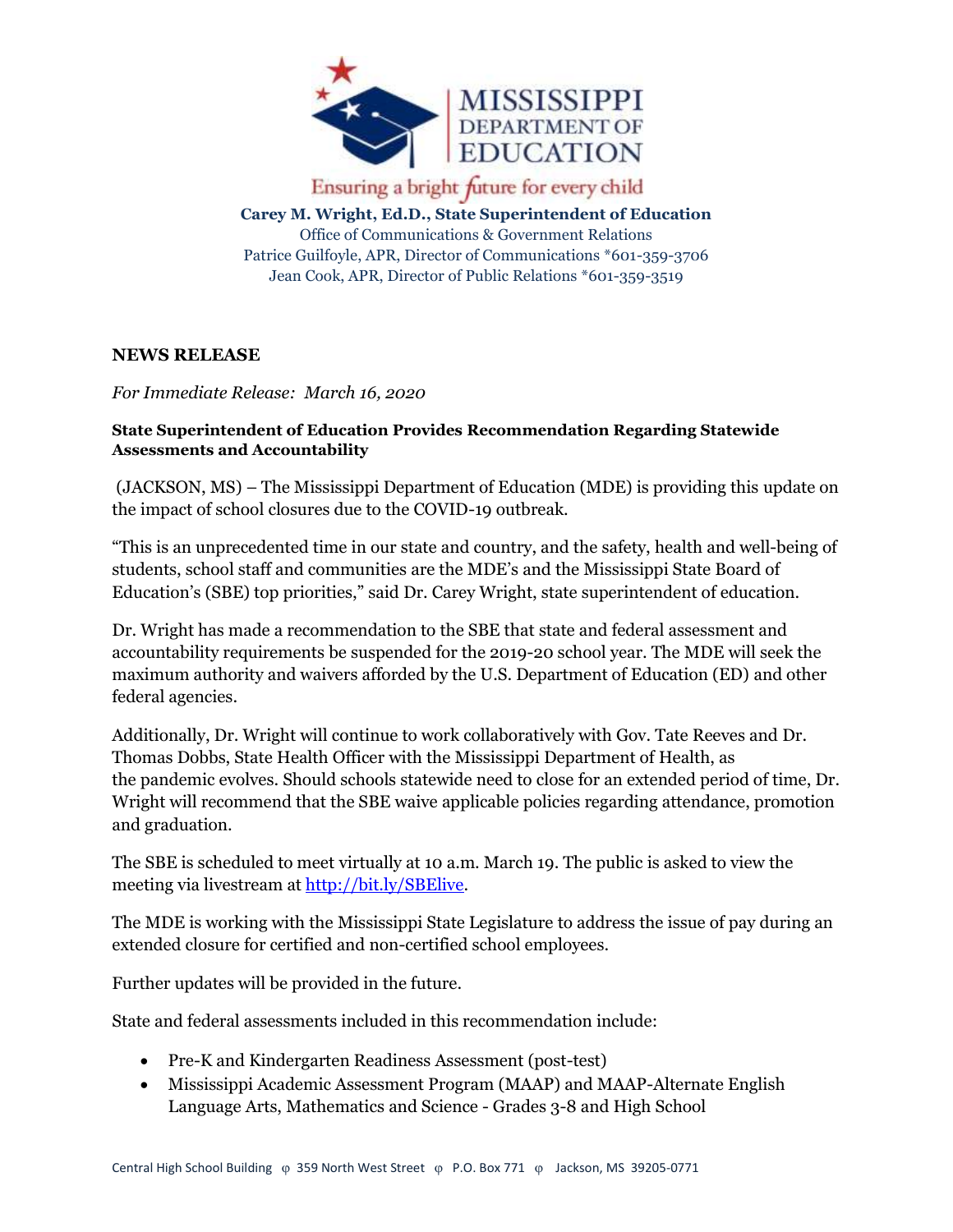**MISSISSIPPI DEPARTMENT OF EDUCATION**

Ensuring a bright future for every child

**Carey M. Wright, Ed.D., State Superintendent of Education**

Office of Communications & Government Relations

Patrice Guilfoyle, APR, Director of Communications *601-359-3706

Jean Cook, APR, Director of Public Relations *601-359-3519

**NEWS RELEASE**

*For Immediate Release: March 16, 2020*

**State Superintendent of Education Provides Recommendation Regarding Statewide Assessments and Accountability**

(JACKSON, MS) – The Mississippi Department of Education (MDE) is providing this update on the impact of school closures due to the COVID-19 outbreak.

"This is an unprecedented time in our state and country, and the safety, health and well-being of students, school staff and communities are the MDE's and the Mississippi State Board of Education's (SBE) top priorities," said Dr. Carey Wright, state superintendent of education.

Dr. Wright has made a recommendation to the SBE that state and federal assessment and accountability requirements be suspended for the 2019-20 school year. The MDE will seek the maximum authority and waivers afforded by the U.S. Department of Education (ED) and other federal agencies.

Additionally, Dr. Wright will continue to work collaboratively with Gov. Tate Reeves and Dr. Thomas Dobbs, State Health Officer with the Mississippi Department of Health, as the pandemic evolves. Should schools statewide need to close for an extended period of time, Dr. Wright will recommend that the SBE waive applicable policies regarding attendance, promotion and graduation.

The SBE is scheduled to meet virtually at 10 a.m. March 19. The public is asked to view the meeting via livestream at [http://bit.ly/SBElive](http://bit.ly/SBElive).

The MDE is working with the Mississippi State Legislature to address the issue of pay during an extended closure for certified and non-certified school employees.

Further updates will be provided in the future.

State and federal assessments included in this recommendation include:

- Pre-K and Kindergarten Readiness Assessment (post-test)
- Mississippi Academic Assessment Program (MAAP) and MAAP-Alternate English Language Arts, Mathematics and Science - Grades 3-8 and High School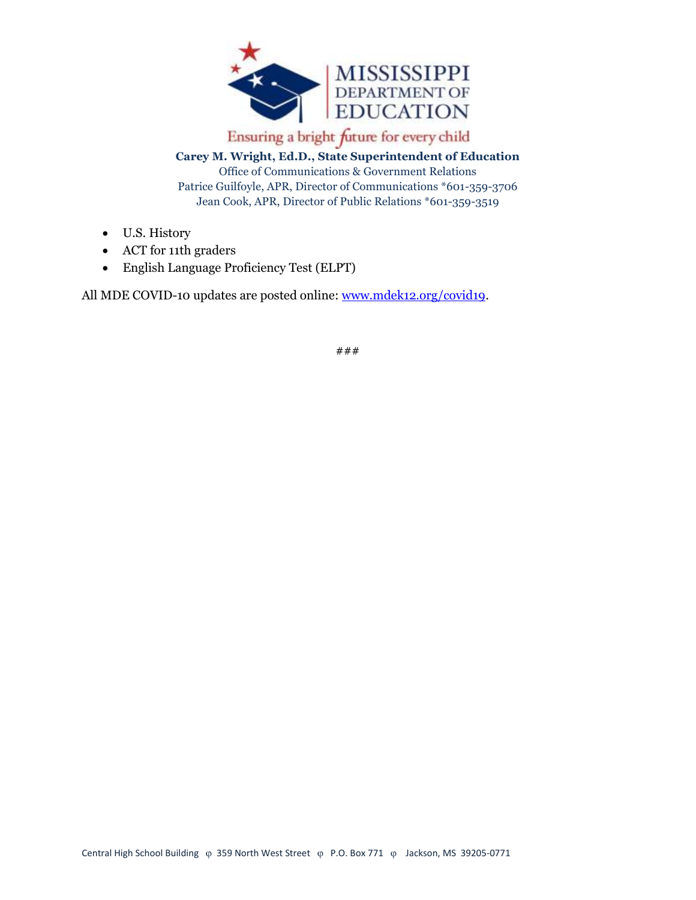Ensuring a bright future for every child

**Carey M. Wright, Ed.D., State Superintendent of Education**

Office of Communications & Government Relations

Patrice Guilfoyle, APR, Director of Communications *601-359-3706

Jean Cook, APR, Director of Public Relations *601-359-3519

- U.S. History
- ACT for 11th graders
- English Language Proficiency Test (ELPT)

All MDE COVID-10 updates are posted online: [www.mdek12.org/covid19](www.mdek12.org/covid19).

###

Central High School Building φ 359 North West Street φ P.O. Box 771 φ Jackson, MS 39205-0771